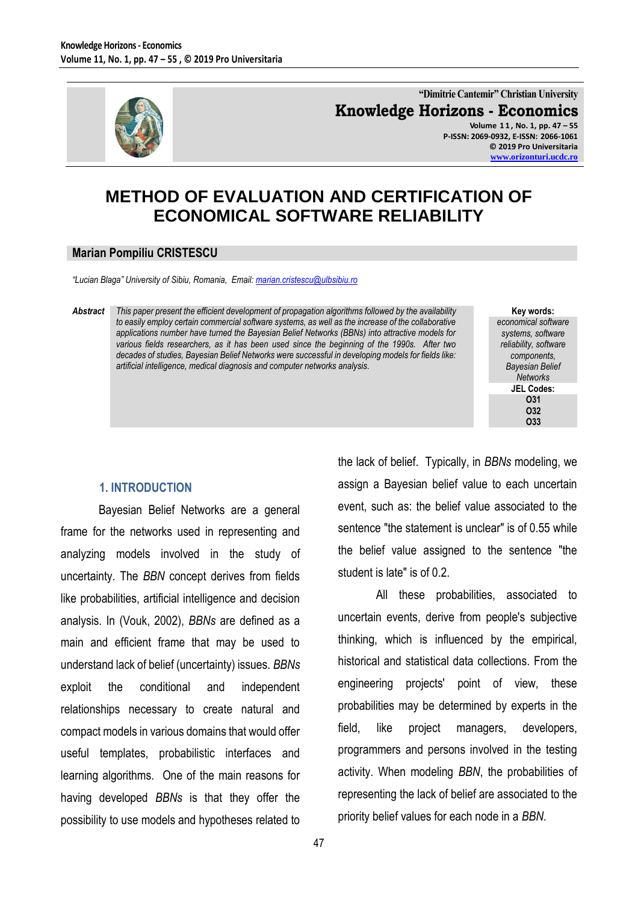# METHOD OF EVALUATION AND CERTIFICATION OF ECONOMICAL SOFTWARE RELIABILITY

**Marian Pompiliu CRISTESCU**

*"Lucian Blaga" University of Sibiu, Romania, Email: marian.cristescu@ulbsibiu.ro*

**Abstract** *This paper present the efficient development of propagation algorithms followed by the availability to easily employ certain commercial software systems, as well as the increase of the collaborative applications number have turned the Bayesian Belief Networks (BBNs) into attractive models for various fields researchers, as it has been used since the beginning of the 1990s. After two decades of studies, Bayesian Belief Networks were successful in developing models for fields like: artificial intelligence, medical diagnosis and computer networks analysis.*

**Key words:** *economical software systems, software reliability, software components, Bayesian Belief Networks*

**JEL Codes:** O31, O32, O33

## 1. INTRODUCTION

Bayesian Belief Networks are a general frame for the networks used in representing and analyzing models involved in the study of uncertainty. The *BBN* concept derives from fields like probabilities, artificial intelligence and decision analysis. In (Vouk, 2002), *BBNs* are defined as a main and efficient frame that may be used to understand lack of belief (uncertainty) issues. *BBNs* exploit the conditional and independent relationships necessary to create natural and compact models in various domains that would offer useful templates, probabilistic interfaces and learning algorithms. One of the main reasons for having developed *BBNs* is that they offer the possibility to use models and hypotheses related to the lack of belief. Typically, in *BBNs* modeling, we assign a Bayesian belief value to each uncertain event, such as: the belief value associated to the sentence "the statement is unclear" is of 0.55 while the belief value assigned to the sentence "the student is late" is of 0.2.

All these probabilities, associated to uncertain events, derive from people's subjective thinking, which is influenced by the empirical, historical and statistical data collections. From the engineering projects' point of view, these probabilities may be determined by experts in the field, like project managers, developers, programmers and persons involved in the testing activity. When modeling *BBN*, the probabilities of representing the lack of belief are associated to the priority belief values for each node in a *BBN*.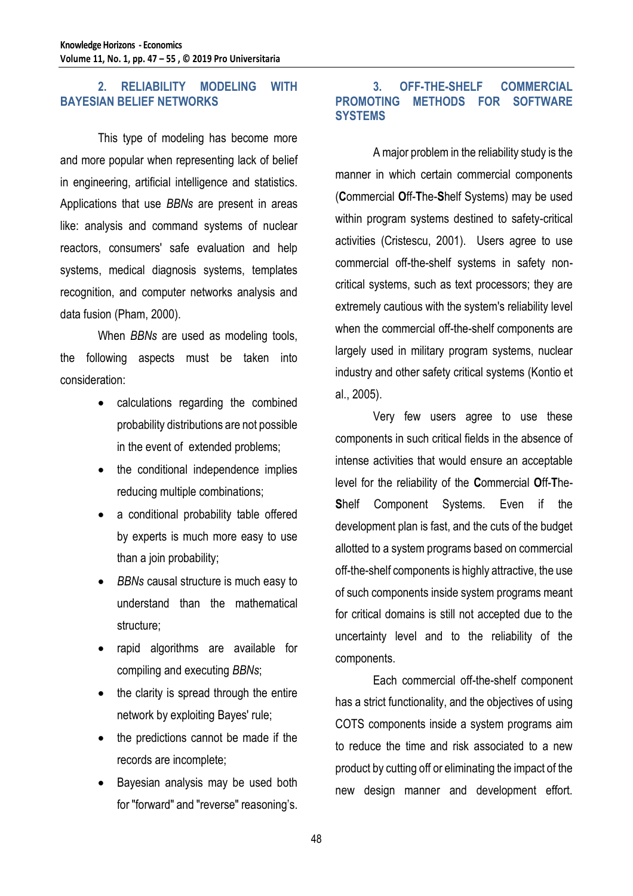## 2. RELIABILITY MODELING WITH BAYESIAN BELIEF NETWORKS

This type of modeling has become more and more popular when representing lack of belief in engineering, artificial intelligence and statistics. Applications that use *BBNs* are present in areas like: analysis and command systems of nuclear reactors, consumers' safe evaluation and help systems, medical diagnosis systems, templates recognition, and computer networks analysis and data fusion (Pham, 2000).

When *BBNs* are used as modeling tools, the following aspects must be taken into consideration:

- calculations regarding the combined probability distributions are not possible in the event of extended problems;
- the conditional independence implies reducing multiple combinations;
- a conditional probability table offered by experts is much more easy to use than a join probability;
- *BBNs* causal structure is much easy to understand than the mathematical structure;
- rapid algorithms are available for compiling and executing *BBNs*;
- the clarity is spread through the entire network by exploiting Bayes' rule;
- the predictions cannot be made if the records are incomplete;
- Bayesian analysis may be used both for "forward" and "reverse" reasoning's.

## 3. OFF-THE-SHELF COMMERCIAL PROMOTING METHODS FOR SOFTWARE SYSTEMS

A major problem in the reliability study is the manner in which certain commercial components (**C**ommercial **O**ff-**T**he-**S**helf Systems) may be used within program systems destined to safety-critical activities (Cristescu, 2001). Users agree to use commercial off-the-shelf systems in safety non-critical systems, such as text processors; they are extremely cautious with the system's reliability level when the commercial off-the-shelf components are largely used in military program systems, nuclear industry and other safety critical systems (Kontio et al., 2005).

Very few users agree to use these components in such critical fields in the absence of intense activities that would ensure an acceptable level for the reliability of the **C**ommercial **O**ff-**T**he-**S**helf Component Systems. Even if the development plan is fast, and the cuts of the budget allotted to a system programs based on commercial off-the-shelf components is highly attractive, the use of such components inside system programs meant for critical domains is still not accepted due to the uncertainty level and to the reliability of the components.

Each commercial off-the-shelf component has a strict functionality, and the objectives of using COTS components inside a system programs aim to reduce the time and risk associated to a new product by cutting off or eliminating the impact of the new design manner and development effort.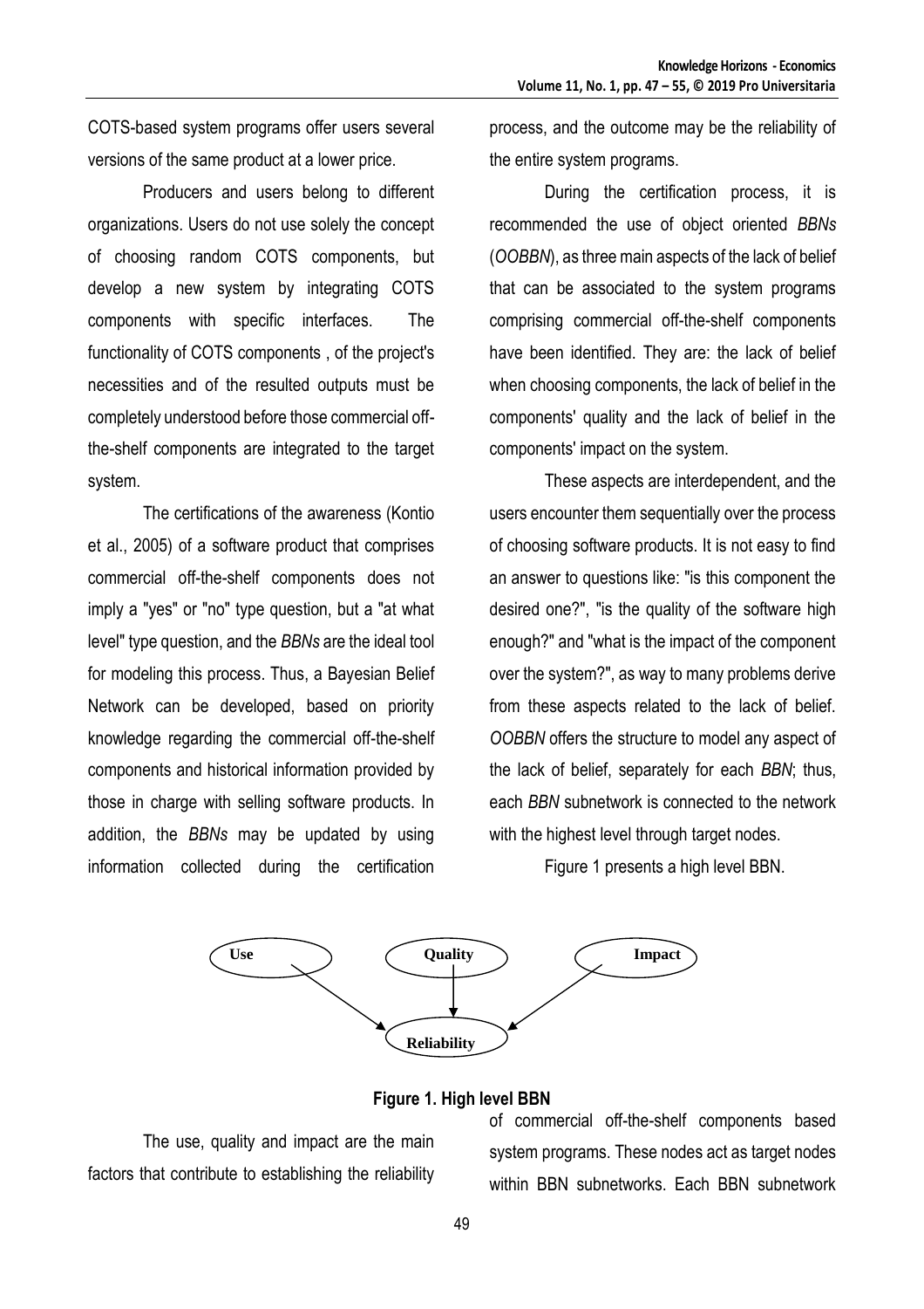COTS-based system programs offer users several versions of the same product at a lower price.

Producers and users belong to different organizations. Users do not use solely the concept of choosing random COTS components, but develop a new system by integrating COTS components with specific interfaces. The functionality of COTS components , of the project's necessities and of the resulted outputs must be completely understood before those commercial off-the-shelf components are integrated to the target system.

The certifications of the awareness (Kontio et al., 2005) of a software product that comprises commercial off-the-shelf components does not imply a "yes" or "no" type question, but a "at what level" type question, and the *BBNs* are the ideal tool for modeling this process. Thus, a Bayesian Belief Network can be developed, based on priority knowledge regarding the commercial off-the-shelf components and historical information provided by those in charge with selling software products. In addition, the *BBNs* may be updated by using information collected during the certification process, and the outcome may be the reliability of the entire system programs.

During the certification process, it is recommended the use of object oriented *BBNs* (*OOBBN*), as three main aspects of the lack of belief that can be associated to the system programs comprising commercial off-the-shelf components have been identified. They are: the lack of belief when choosing components, the lack of belief in the components' quality and the lack of belief in the components' impact on the system.

These aspects are interdependent, and the users encounter them sequentially over the process of choosing software products. It is not easy to find an answer to questions like: "is this component the desired one?", "is the quality of the software high enough?" and "what is the impact of the component over the system?", as way to many problems derive from these aspects related to the lack of belief. *OOBBN* offers the structure to model any aspect of the lack of belief, separately for each *BBN*; thus, each *BBN* subnetwork is connected to the network with the highest level through target nodes.

Figure 1 presents a high level BBN.

**Figure 1. High level BBN**

The use, quality and impact are the main factors that contribute to establishing the reliability of commercial off-the-shelf components based system programs. These nodes act as target nodes within BBN subnetworks. Each BBN subnetwork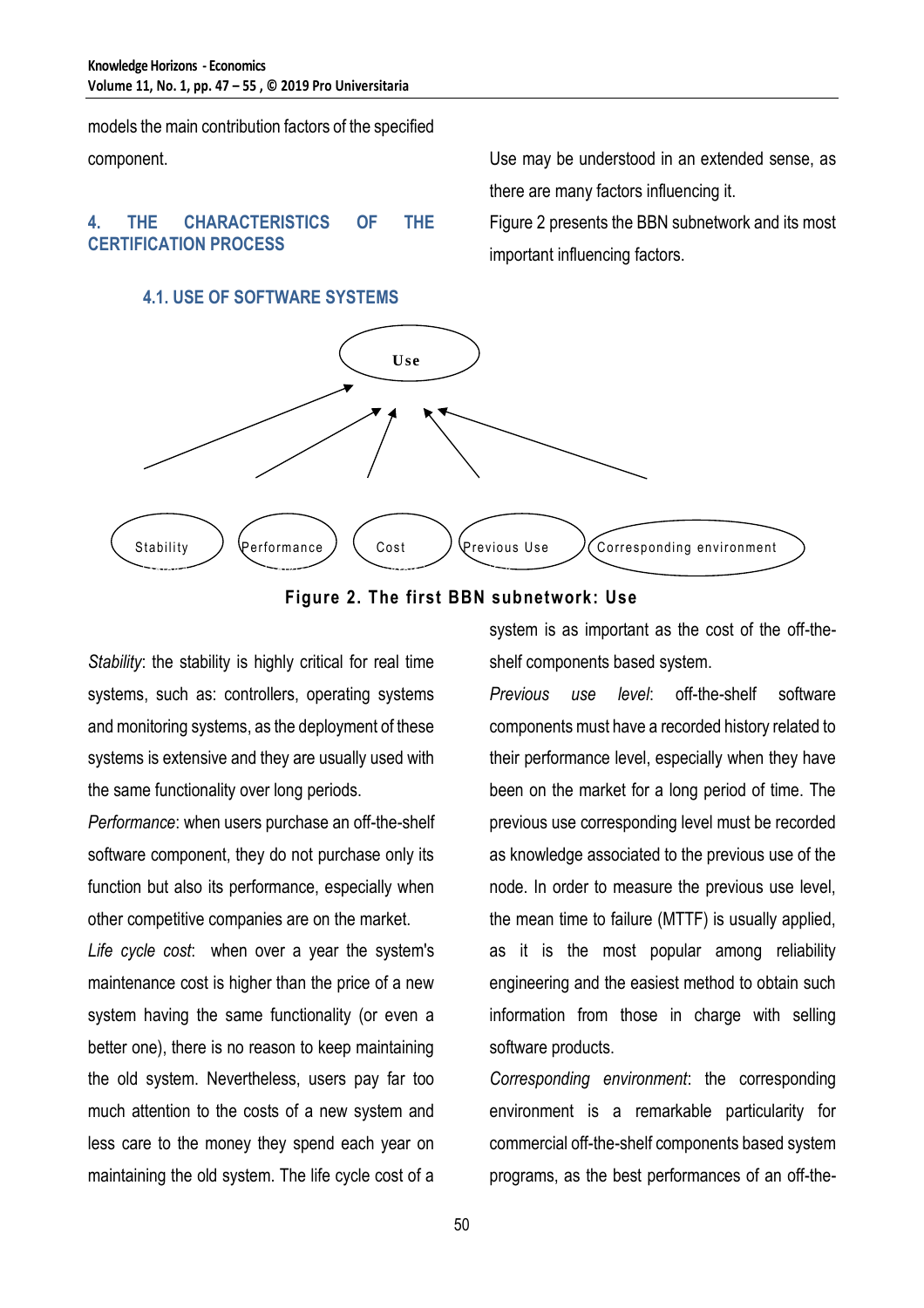models the main contribution factors of the specified component.

## 4. THE CHARACTERISTICS OF THE CERTIFICATION PROCESS

### 4.1. USE OF SOFTWARE SYSTEMS

Use may be understood in an extended sense, as there are many factors influencing it.

Figure 2 presents the BBN subnetwork and its most important influencing factors.

Use

Stability Performance Cost Previous Use Corresponding environment

**Figure 2. The first BBN subnetwork: Use**

*Stability*: the stability is highly critical for real time systems, such as: controllers, operating systems and monitoring systems, as the deployment of these systems is extensive and they are usually used with the same functionality over long periods.

*Performance*: when users purchase an off-the-shelf software component, they do not purchase only its function but also its performance, especially when other competitive companies are on the market.

*Life cycle cost*: when over a year the system's maintenance cost is higher than the price of a new system having the same functionality (or even a better one), there is no reason to keep maintaining the old system. Nevertheless, users pay far too much attention to the costs of a new system and less care to the money they spend each year on maintaining the old system. The life cycle cost of a system is as important as the cost of the off-the-shelf components based system.

*Previous use level*: off-the-shelf software components must have a recorded history related to their performance level, especially when they have been on the market for a long period of time. The previous use corresponding level must be recorded as knowledge associated to the previous use of the node. In order to measure the previous use level, the mean time to failure (MTTF) is usually applied, as it is the most popular among reliability engineering and the easiest method to obtain such information from those in charge with selling software products.

*Corresponding environment*: the corresponding environment is a remarkable particularity for commercial off-the-shelf components based system programs, as the best performances of an off-the-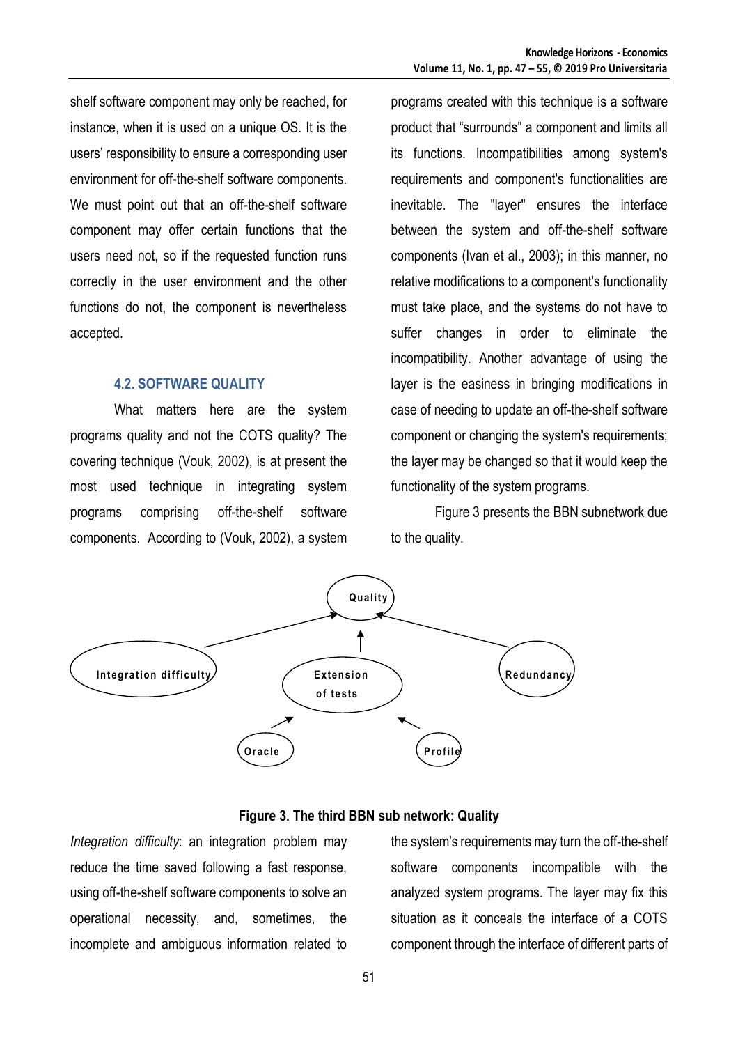shelf software component may only be reached, for instance, when it is used on a unique OS. It is the users' responsibility to ensure a corresponding user environment for off-the-shelf software components. We must point out that an off-the-shelf software component may offer certain functions that the users need not, so if the requested function runs correctly in the user environment and the other functions do not, the component is nevertheless accepted.

### 4.2. SOFTWARE QUALITY

What matters here are the system programs quality and not the COTS quality? The covering technique (Vouk, 2002), is at present the most used technique in integrating system programs comprising off-the-shelf software components. According to (Vouk, 2002), a system programs created with this technique is a software product that "surrounds" a component and limits all its functions. Incompatibilities among system's requirements and component's functionalities are inevitable. The "layer" ensures the interface between the system and off-the-shelf software components (Ivan et al., 2003); in this manner, no relative modifications to a component's functionality must take place, and the systems do not have to suffer changes in order to eliminate the incompatibility. Another advantage of using the layer is the easiness in bringing modifications in case of needing to update an off-the-shelf software component or changing the system's requirements; the layer may be changed so that it would keep the functionality of the system programs.

Figure 3 presents the BBN subnetwork due to the quality.

**Figure 3. The third BBN sub network: Quality**

*Integration difficulty*: an integration problem may reduce the time saved following a fast response, using off-the-shelf software components to solve an operational necessity, and, sometimes, the incomplete and ambiguous information related to the system's requirements may turn the off-the-shelf software components incompatible with the analyzed system programs. The layer may fix this situation as it conceals the interface of a COTS component through the interface of different parts of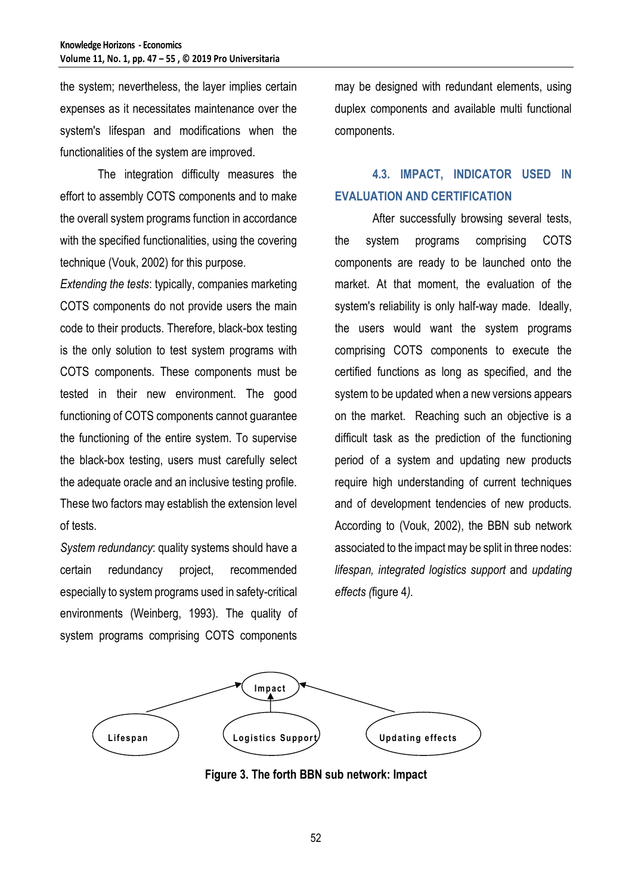the system; nevertheless, the layer implies certain expenses as it necessitates maintenance over the system's lifespan and modifications when the functionalities of the system are improved.

The integration difficulty measures the effort to assembly COTS components and to make the overall system programs function in accordance with the specified functionalities, using the covering technique (Vouk, 2002) for this purpose.

*Extending the tests*: typically, companies marketing COTS components do not provide users the main code to their products. Therefore, black-box testing is the only solution to test system programs with COTS components. These components must be tested in their new environment. The good functioning of COTS components cannot guarantee the functioning of the entire system. To supervise the black-box testing, users must carefully select the adequate oracle and an inclusive testing profile. These two factors may establish the extension level of tests.

*System redundancy*: quality systems should have a certain redundancy project, recommended especially to system programs used in safety-critical environments (Weinberg, 1993). The quality of system programs comprising COTS components may be designed with redundant elements, using duplex components and available multi functional components.

### 4.3. IMPACT, INDICATOR USED IN EVALUATION AND CERTIFICATION

After successfully browsing several tests, the system programs comprising COTS components are ready to be launched onto the market. At that moment, the evaluation of the system's reliability is only half-way made. Ideally, the users would want the system programs comprising COTS components to execute the certified functions as long as specified, and the system to be updated when a new versions appears on the market. Reaching such an objective is a difficult task as the prediction of the functioning period of a system and updating new products require high understanding of current techniques and of development tendencies of new products. According to (Vouk, 2002), the BBN sub network associated to the impact may be split in three nodes: *lifespan, integrated logistics support* and *updating effects (*figure 4*).*

Impact

Lifespan | Logistics Support | Updating effects

**Figure 3. The forth BBN sub network: Impact**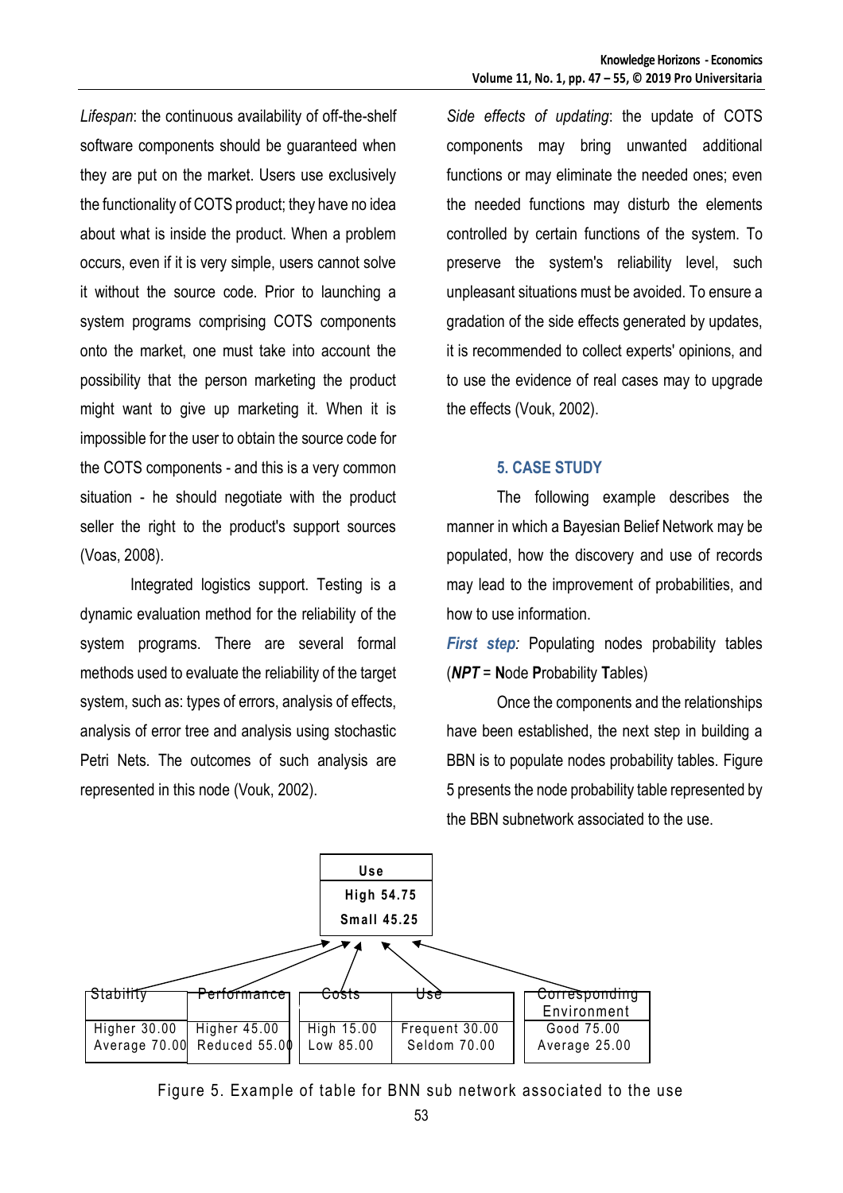*Lifespan*: the continuous availability of off-the-shelf software components should be guaranteed when they are put on the market. Users use exclusively the functionality of COTS product; they have no idea about what is inside the product. When a problem occurs, even if it is very simple, users cannot solve it without the source code. Prior to launching a system programs comprising COTS components onto the market, one must take into account the possibility that the person marketing the product might want to give up marketing it. When it is impossible for the user to obtain the source code for the COTS components - and this is a very common situation - he should negotiate with the product seller the right to the product's support sources (Voas, 2008).

Integrated logistics support. Testing is a dynamic evaluation method for the reliability of the system programs. There are several formal methods used to evaluate the reliability of the target system, such as: types of errors, analysis of effects, analysis of error tree and analysis using stochastic Petri Nets. The outcomes of such analysis are represented in this node (Vouk, 2002).

*Side effects of updating*: the update of COTS components may bring unwanted additional functions or may eliminate the needed ones; even the needed functions may disturb the elements controlled by certain functions of the system. To preserve the system's reliability level, such unpleasant situations must be avoided. To ensure a gradation of the side effects generated by updates, it is recommended to collect experts' opinions, and to use the evidence of real cases may to upgrade the effects (Vouk, 2002).

## 5. CASE STUDY

The following example describes the manner in which a Bayesian Belief Network may be populated, how the discovery and use of records may lead to the improvement of probabilities, and how to use information.

***First step***: Populating nodes probability tables (***NPT*** = **N**ode **P**robability **T**ables)

Once the components and the relationships have been established, the next step in building a BBN is to populate nodes probability tables. Figure 5 presents the node probability table represented by the BBN subnetwork associated to the use.

| Use |
| --- |
| High 54.75 |
| Small 45.25 |

| Stability | Performance | Costs | Use | Corresponding Environment |
| --- | --- | --- | --- | --- |
| Higher 30.00 | Higher 45.00 | High 15.00 | Frequent 30.00 | Good 75.00 |
| Average 70.00 | Reduced 55.00 | Low 85.00 | Seldom 70.00 | Average 25.00 |

Figure 5. Example of table for BNN sub network associated to the use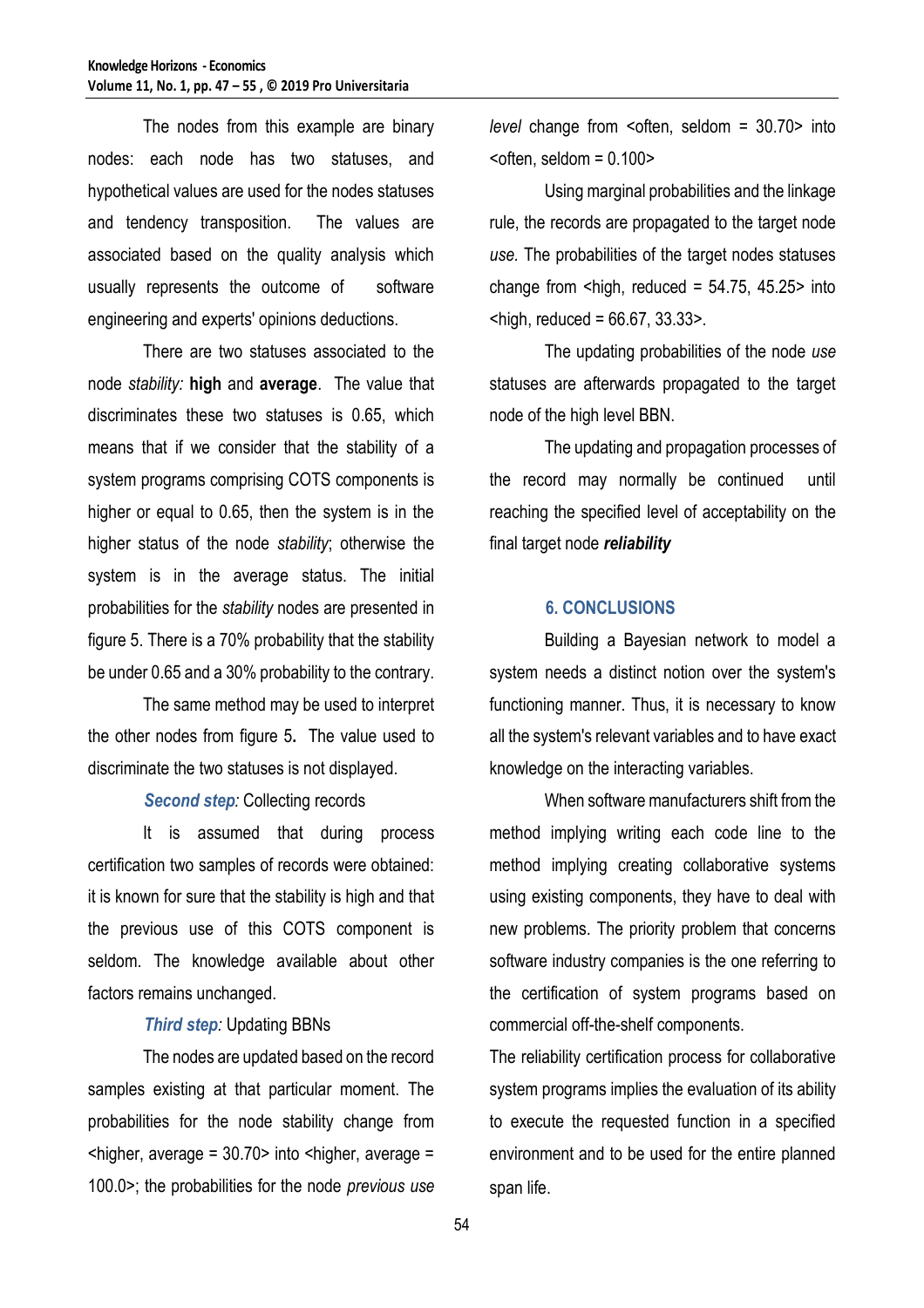The nodes from this example are binary nodes: each node has two statuses, and hypothetical values are used for the nodes statuses and tendency transposition. The values are associated based on the quality analysis which usually represents the outcome of software engineering and experts' opinions deductions.

There are two statuses associated to the node *stability:* **high** and **average**. The value that discriminates these two statuses is 0.65, which means that if we consider that the stability of a system programs comprising COTS components is higher or equal to 0.65, then the system is in the higher status of the node *stability*; otherwise the system is in the average status. The initial probabilities for the *stability* nodes are presented in figure 5. There is a 70% probability that the stability be under 0.65 and a 30% probability to the contrary.

The same method may be used to interpret the other nodes from figure 5**.** The value used to discriminate the two statuses is not displayed.

***Second step****:* Collecting records

It is assumed that during process certification two samples of records were obtained: it is known for sure that the stability is high and that the previous use of this COTS component is seldom. The knowledge available about other factors remains unchanged.

***Third step****:* Updating BBNs

The nodes are updated based on the record samples existing at that particular moment. The probabilities for the node stability change from <higher, average = 30.70> into <higher, average = 100.0>; the probabilities for the node *previous use level* change from <often, seldom = 30.70> into <often, seldom = 0.100>

Using marginal probabilities and the linkage rule, the records are propagated to the target node *use.* The probabilities of the target nodes statuses change from <high, reduced = 54.75, 45.25> into <high, reduced = 66.67, 33.33>.

The updating probabilities of the node *use* statuses are afterwards propagated to the target node of the high level BBN.

The updating and propagation processes of the record may normally be continued until reaching the specified level of acceptability on the final target node ***reliability***

## 6. CONCLUSIONS

Building a Bayesian network to model a system needs a distinct notion over the system's functioning manner. Thus, it is necessary to know all the system's relevant variables and to have exact knowledge on the interacting variables.

When software manufacturers shift from the method implying writing each code line to the method implying creating collaborative systems using existing components, they have to deal with new problems. The priority problem that concerns software industry companies is the one referring to the certification of system programs based on commercial off-the-shelf components.

The reliability certification process for collaborative system programs implies the evaluation of its ability to execute the requested function in a specified environment and to be used for the entire planned span life.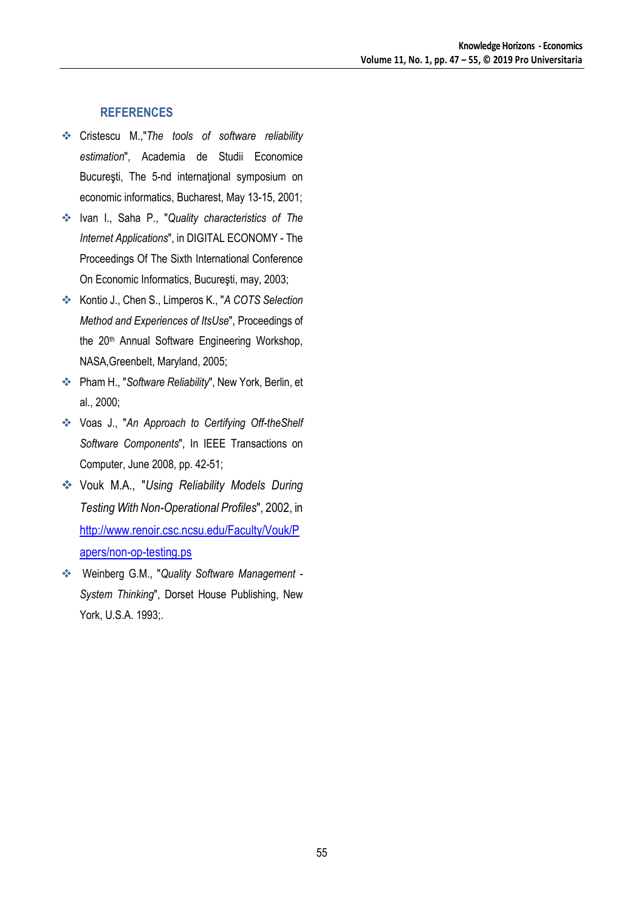## REFERENCES

- Cristescu M.,"*The tools of software reliability estimation*", Academia de Studii Economice Bucureşti, The 5-nd internaţional symposium on economic informatics, Bucharest, May 13-15, 2001;
- Ivan I., Saha P., "*Quality characteristics of The Internet Applications*", in DIGITAL ECONOMY - The Proceedings Of The Sixth International Conference On Economic Informatics, Bucureşti, may, 2003;
- Kontio J., Chen S., Limperos K., "*A COTS Selection Method and Experiences of ItsUse*", Proceedings of the 20th Annual Software Engineering Workshop, NASA,Greenbelt, Maryland, 2005;
- Pham H., "*Software Reliability*", New York, Berlin, et al., 2000;
- Voas J., "*An Approach to Certifying Off-theShelf Software Components*", In IEEE Transactions on Computer, June 2008, pp. 42-51;
- Vouk M.A., "*Using Reliability Models During Testing With Non-Operational Profiles*", 2002, in http://www.renoir.csc.ncsu.edu/Faculty/Vouk/Papers/non-op-testing.ps
- Weinberg G.M., "*Quality Software Management - System Thinking*", Dorset House Publishing, New York, U.S.A. 1993;.